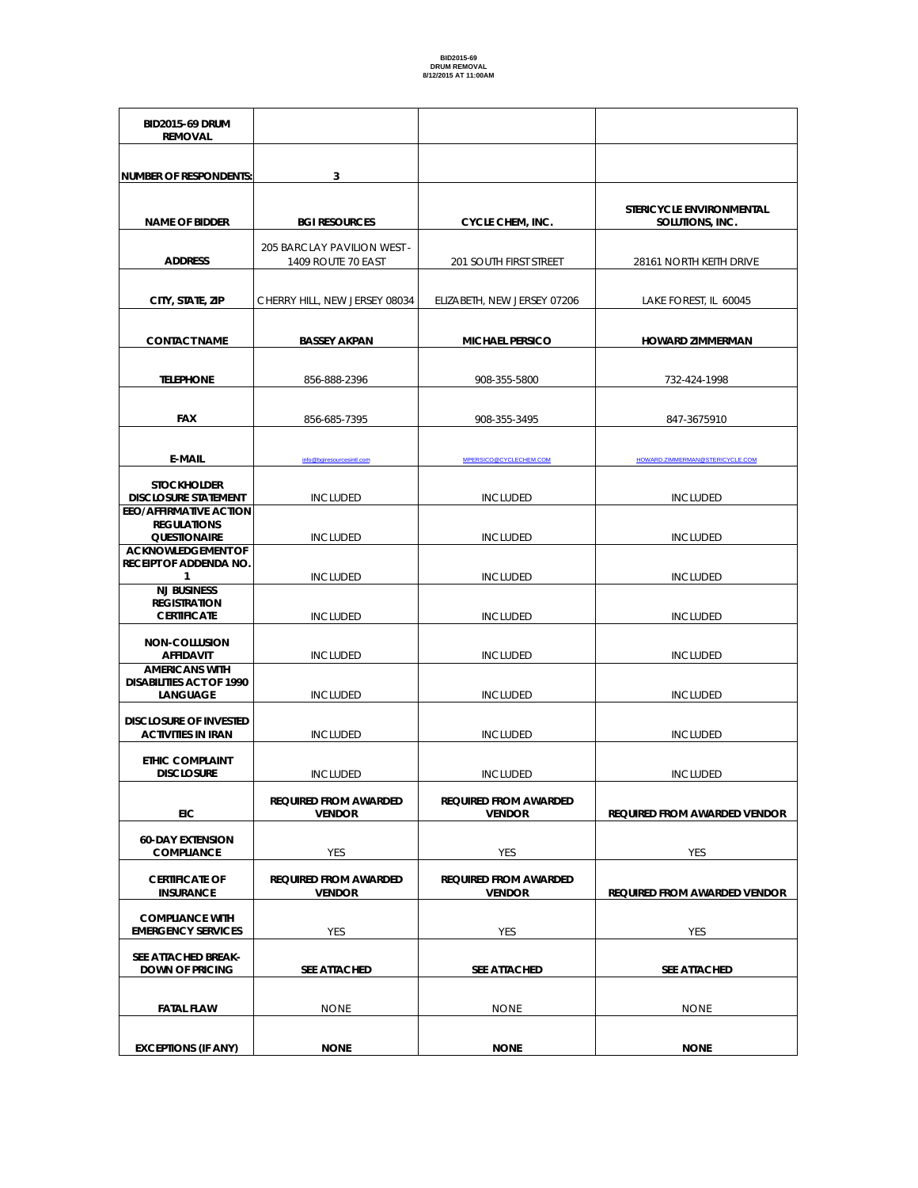**BID2015-69**
**DRUM REMOVAL**
**8/12/2015 AT 11:00AM**

| **BID2015-69 DRUM REMOVAL** | | | |
|---|---|---|---|
| **NUMBER OF RESPONDENTS:** | **3** | | |
| **NAME OF BIDDER** | **BGI RESOURCES** | **CYCLE CHEM, INC.** | **STERICYCLE ENVIRONMENTAL SOLUTIONS, INC.** |
| **ADDRESS** | 205 BARCLAY PAVILION WEST - 1409 ROUTE 70 EAST | 201 SOUTH FIRST STREET | 28161 NORTH KEITH DRIVE |
| **CITY, STATE, ZIP** | CHERRY HILL, NEW JERSEY 08034 | ELIZABETH, NEW JERSEY 07206 | LAKE FOREST, IL 60045 |
| **CONTACT NAME** | **BASSEY AKPAN** | **MICHAEL PERSICO** | **HOWARD ZIMMERMAN** |
| **TELEPHONE** | 856-888-2396 | 908-355-5800 | 732-424-1998 |
| **FAX** | 856-685-7395 | 908-355-3495 | 847-3675910 |
| **E-MAIL** | info@bgiresourcesintl.com | MPERSICO@CYCLECHEM.COM | HOWARD.ZIMMERMAN@STERICYCLE.COM |
| **STOCKHOLDER DISCLOSURE STATEMENT** | INCLUDED | INCLUDED | INCLUDED |
| **EEO/AFFIRMATIVE ACTION REGULATIONS QUESTIONAIRE** | INCLUDED | INCLUDED | INCLUDED |
| **ACKNOWLEDGEMENT OF RECEIPT OF ADDENDA NO. 1** | INCLUDED | INCLUDED | INCLUDED |
| **NJ BUSINESS REGISTRATION CERTIFICATE** | INCLUDED | INCLUDED | INCLUDED |
| **NON-COLLUSION AFFIDAVIT** | INCLUDED | INCLUDED | INCLUDED |
| **AMERICANS WITH DISABILITIES ACT OF 1990 LANGUAGE** | INCLUDED | INCLUDED | INCLUDED |
| **DISCLOSURE OF INVESTED ACTIVITIES IN IRAN** | INCLUDED | INCLUDED | INCLUDED |
| **ETHIC COMPLAINT DISCLOSURE** | INCLUDED | INCLUDED | INCLUDED |
| **EIC** | **REQUIRED FROM AWARDED VENDOR** | **REQUIRED FROM AWARDED VENDOR** | **REQUIRED FROM AWARDED VENDOR** |
| **60-DAY EXTENSION COMPLIANCE** | YES | YES | YES |
| **CERTIFICATE OF INSURANCE** | **REQUIRED FROM AWARDED VENDOR** | **REQUIRED FROM AWARDED VENDOR** | **REQUIRED FROM AWARDED VENDOR** |
| **COMPLIANCE WITH EMERGENCY SERVICES** | YES | YES | YES |
| **SEE ATTACHED BREAK-DOWN OF PRICING** | **SEE ATTACHED** | **SEE ATTACHED** | **SEE ATTACHED** |
| **FATAL FLAW** | NONE | NONE | NONE |
| **EXCEPTIONS (IF ANY)** | **NONE** | **NONE** | **NONE** |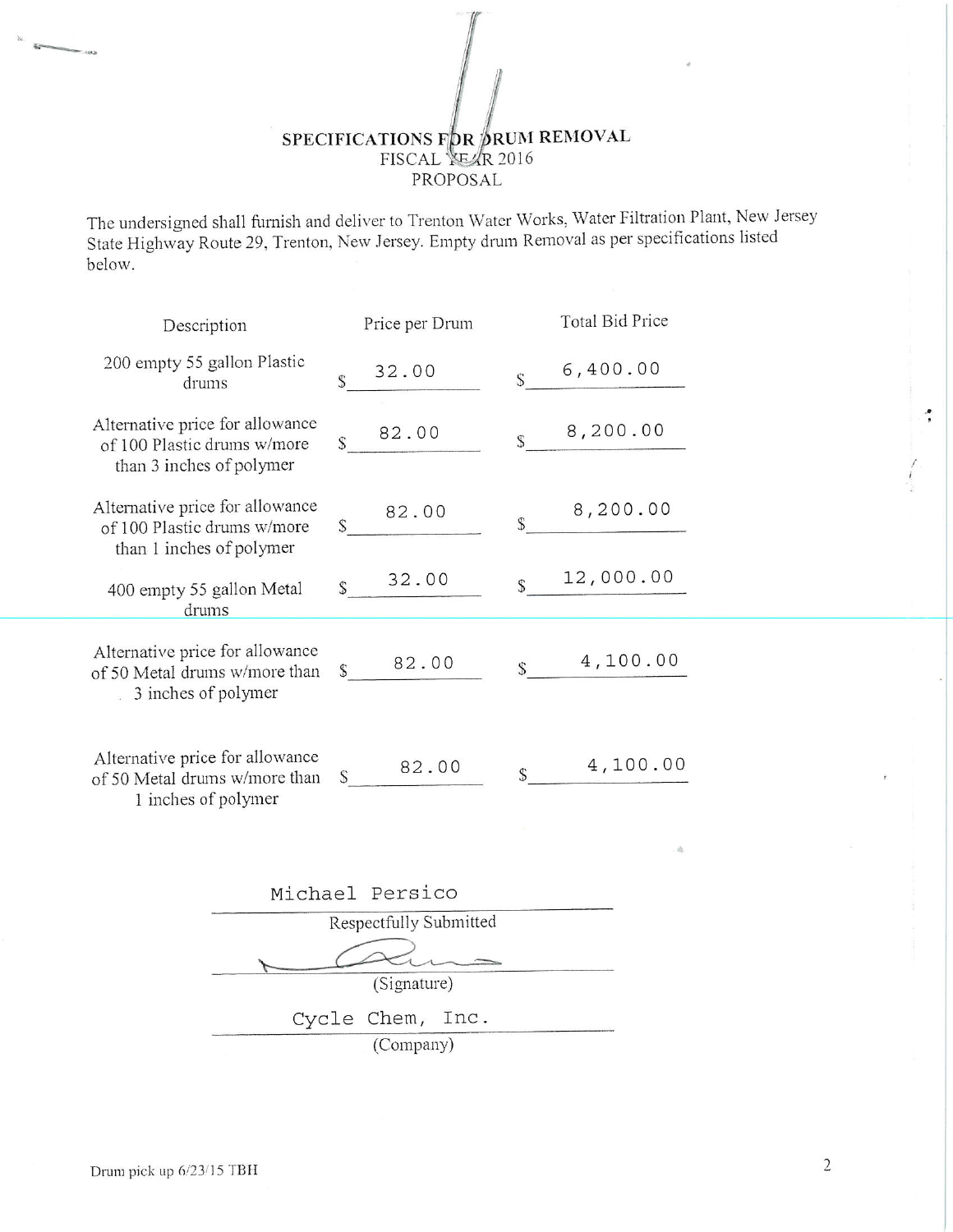# SPECIFICATIONS FOR DRUM REMOVAL

FISCAL YEAR 2016

PROPOSAL

The undersigned shall furnish and deliver to Trenton Water Works, Water Filtration Plant, New Jersey State Highway Route 29, Trenton, New Jersey. Empty drum Removal as per specifications listed below.

| Description | Price per Drum | Total Bid Price |
|---|---|---|
| 200 empty 55 gallon Plastic drums | $ 32.00 | $ 6,400.00 |
| Alternative price for allowance of 100 Plastic drums w/more than 3 inches of polymer | $ 82.00 | $ 8,200.00 |
| Alternative price for allowance of 100 Plastic drums w/more than 1 inches of polymer | $ 82.00 | $ 8,200.00 |
| 400 empty 55 gallon Metal drums | $ 32.00 | $ 12,000.00 |
| Alternative price for allowance of 50 Metal drums w/more than 3 inches of polymer | $ 82.00 | $ 4,100.00 |
| Alternative price for allowance of 50 Metal drums w/more than 1 inches of polymer | $ 82.00 | $ 4,100.00 |

Michael Persico

Respectfully Submitted

(Signature)

Cycle Chem, Inc.

(Company)

Drum pick up 6/23/15 TBH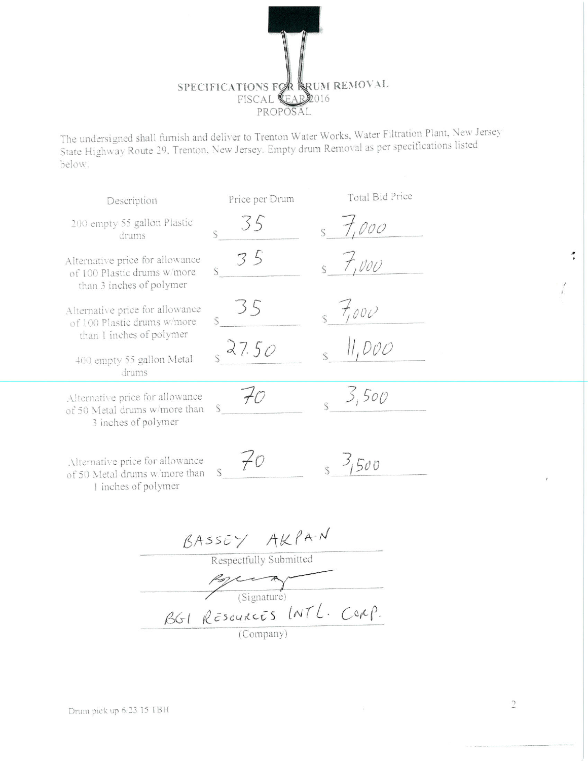# SPECIFICATIONS FOR DRUM REMOVAL
## FISCAL YEAR 2016
## PROPOSAL

The undersigned shall furnish and deliver to Trenton Water Works, Water Filtration Plant, New Jersey State Highway Route 29, Trenton, New Jersey. Empty drum Removal as per specifications listed below.

| Description | Price per Drum | Total Bid Price |
|---|---|---|
| 200 empty 55 gallon Plastic drums | $ 35 | $ 7,000 |
| Alternative price for allowance of 100 Plastic drums w/more than 3 inches of polymer | $ 35 | $ 7,000 |
| Alternative price for allowance of 100 Plastic drums w/more than 1 inches of polymer | $ 35 | $ 7,000 |
| 400 empty 55 gallon Metal drums | $ 27.50 | $ 11,000 |
| Alternative price for allowance of 50 Metal drums w/more than 3 inches of polymer | $ 70 | $ 3,500 |
| Alternative price for allowance of 50 Metal drums w/more than 1 inches of polymer | $ 70 | $ 3,500 |

BASSEY AKPAN

Respectfully Submitted

[Signature]

(Signature)

BGI RESOURCES INTL. CORP.

(Company)

Drum pick up 6/23/15 TBH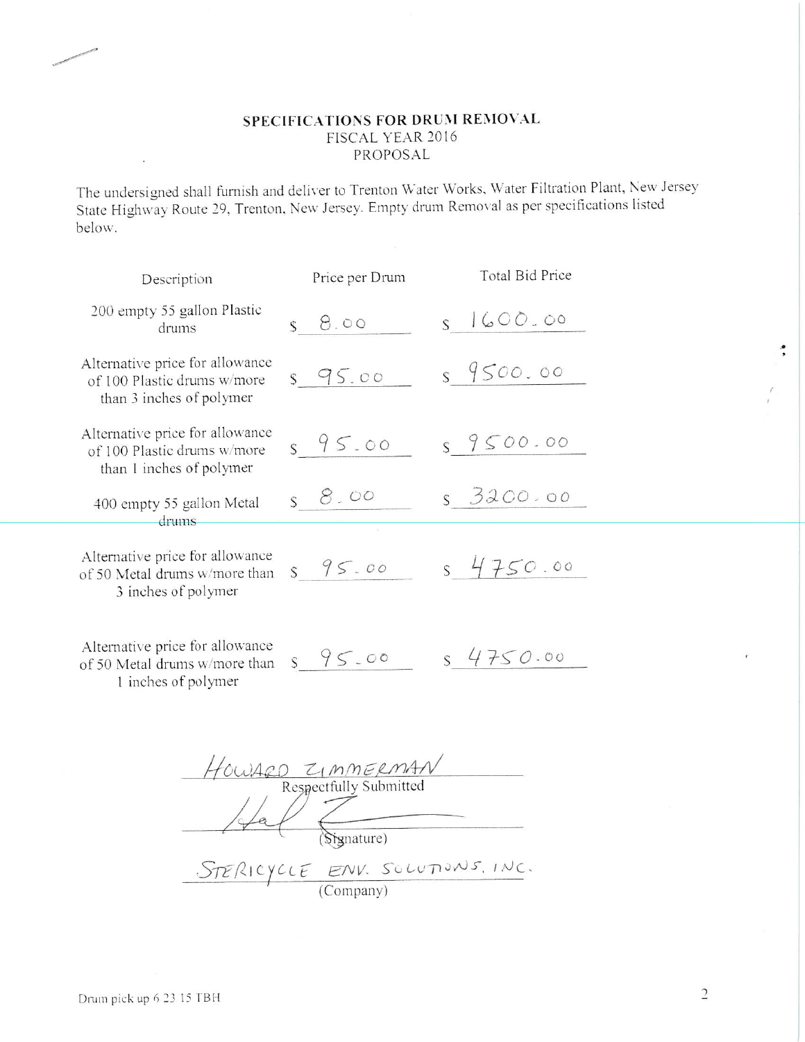**SPECIFICATIONS FOR DRUM REMOVAL**
FISCAL YEAR 2016
PROPOSAL

The undersigned shall furnish and deliver to Trenton Water Works, Water Filtration Plant, New Jersey State Highway Route 29, Trenton, New Jersey. Empty drum Removal as per specifications listed below.

| Description | Price per Drum | Total Bid Price |
|---|---|---|
| 200 empty 55 gallon Plastic drums | $ 8.00 | $ 1600.00 |
| Alternative price for allowance of 100 Plastic drums w/more than 3 inches of polymer | $ 95.00 | $ 9500.00 |
| Alternative price for allowance of 100 Plastic drums w/more than 1 inches of polymer | $ 95.00 | $ 9500.00 |
| 400 empty 55 gallon Metal drums | $ 8.00 | $ 3200.00 |
| Alternative price for allowance of 50 Metal drums w/more than 3 inches of polymer | $ 95.00 | $ 4750.00 |
| Alternative price for allowance of 50 Metal drums w/more than 1 inches of polymer | $ 95.00 | $ 4750.00 |

HOWARD ZIMMERMAN
Respectfully Submitted

(Signature)

STERICYCLE ENV. SOLUTIONS, INC.
(Company)

Drum pick up 6 23 15 TBH